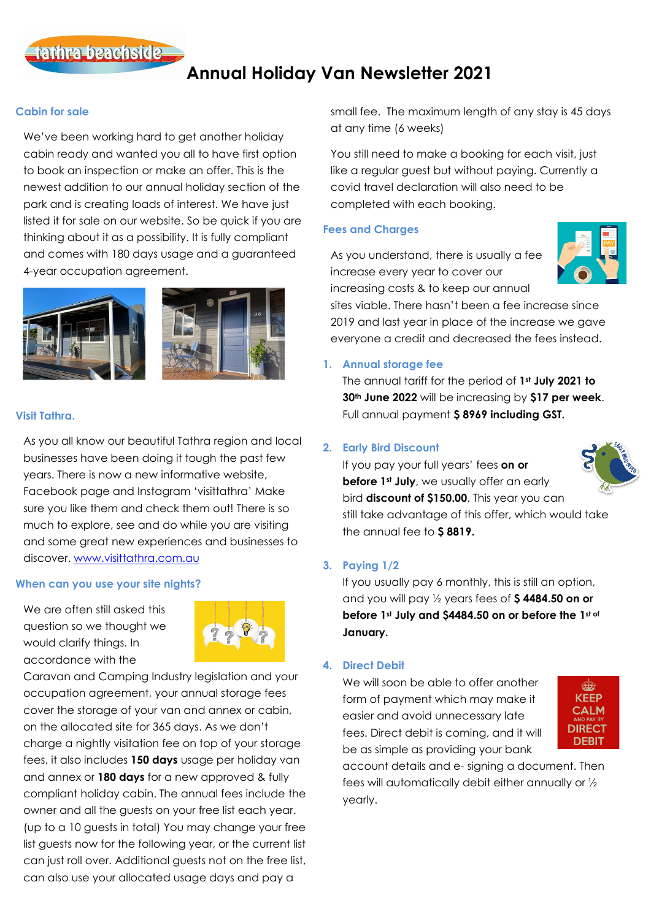# Annual Holiday Van Newsletter 2021

## Cabin for sale

We've been working hard to get another holiday cabin ready and wanted you all to have first option to book an inspection or make an offer. This is the newest addition to our annual holiday section of the park and is creating loads of interest. We have just listed it for sale on our website. So be quick if you are thinking about it as a possibility. It is fully compliant and comes with 180 days usage and a guaranteed 4-year occupation agreement.

## Visit Tathra.

As you all know our beautiful Tathra region and local businesses have been doing it tough the past few years. There is now a new informative website, Facebook page and Instagram 'visittathra' Make sure you like them and check them out! There is so much to explore, see and do while you are visiting and some great new experiences and businesses to discover. [www.visittathra.com.au](http://www.visittathra.com.au)

## When can you use your site nights?

We are often still asked this question so we thought we would clarify things. In accordance with the Caravan and Camping Industry legislation and your occupation agreement, your annual storage fees cover the storage of your van and annex or cabin, on the allocated site for 365 days. As we don't charge a nightly visitation fee on top of your storage fees, it also includes **150 days** usage per holiday van and annex or **180 days** for a new approved & fully compliant holiday cabin. The annual fees include the owner and all the guests on your free list each year. (up to a 10 guests in total) You may change your free list guests now for the following year, or the current list can just roll over. Additional guests not on the free list, can also use your allocated usage days and pay a small fee. The maximum length of any stay is 45 days at any time (6 weeks)

You still need to make a booking for each visit, just like a regular guest but without paying. Currently a covid travel declaration will also need to be completed with each booking.

## Fees and Charges

As you understand, there is usually a fee increase every year to cover our increasing costs & to keep our annual sites viable. There hasn't been a fee increase since 2019 and last year in place of the increase we gave everyone a credit and decreased the fees instead.

1. **Annual storage fee**
   The annual tariff for the period of **1st July 2021 to 30th June 2022** will be increasing by **$17 per week**. Full annual payment **$ 8969 including GST.**

2. **Early Bird Discount**
   If you pay your full years' fees **on or before 1st July**, we usually offer an early bird **discount of $150.00**. This year you can still take advantage of this offer, which would take the annual fee to **$ 8819.**

3. **Paying 1/2**
   If you usually pay 6 monthly, this is still an option, and you will pay ½ years fees of **$ 4484.50 on or before 1st July and $4484.50 on or before the 1st of January.**

4. **Direct Debit**
   We will soon be able to offer another form of payment which may make it easier and avoid unnecessary late fees. Direct debit is coming, and it will be as simple as providing your bank account details and e- signing a document. Then fees will automatically debit either annually or ½ yearly.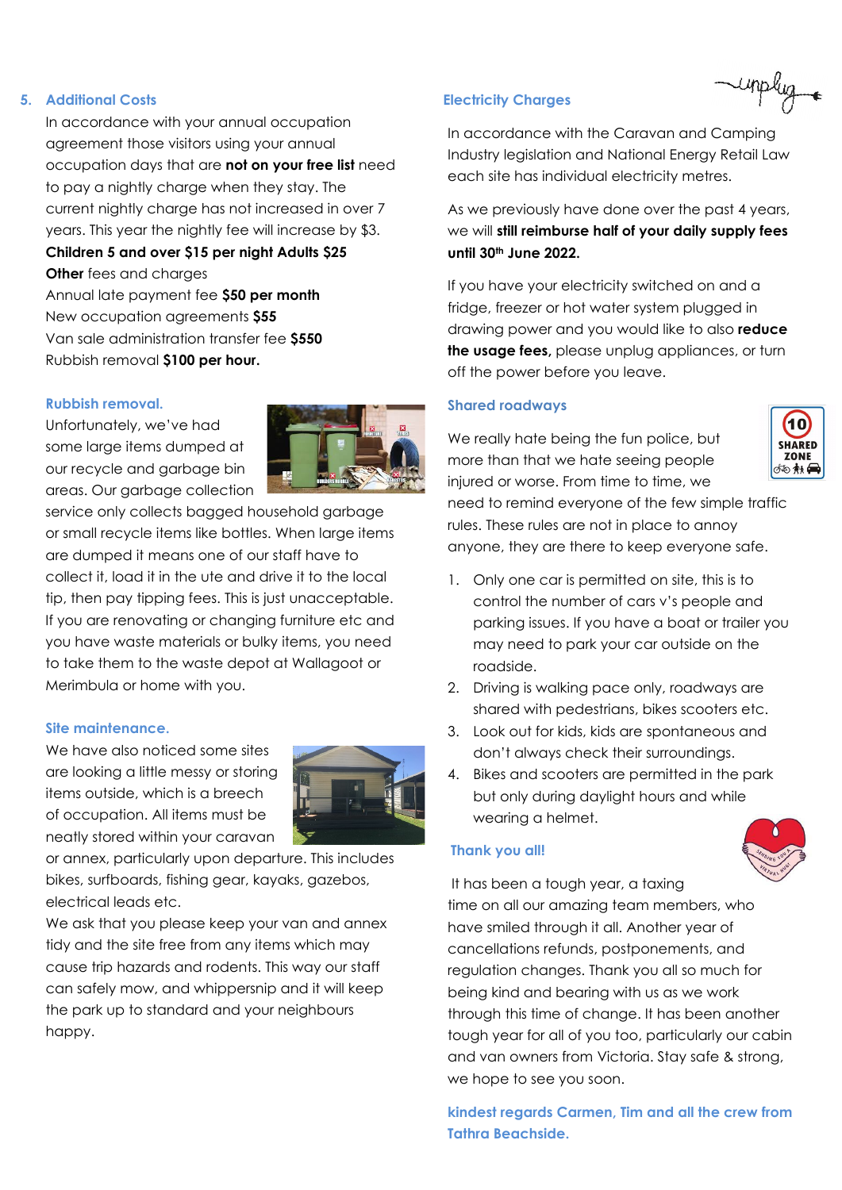## 5. Additional Costs

In accordance with your annual occupation agreement those visitors using your annual occupation days that are **not on your free list** need to pay a nightly charge when they stay. The current nightly charge has not increased in over 7 years. This year the nightly fee will increase by $3.

**Children 5 and over $15 per night Adults $25**

**Other** fees and charges

Annual late payment fee **$50 per month**

New occupation agreements **$55**

Van sale administration transfer fee **$550**

Rubbish removal **$100 per hour.**

### Rubbish removal.

Unfortunately, we've had some large items dumped at our recycle and garbage bin areas. Our garbage collection service only collects bagged household garbage or small recycle items like bottles. When large items are dumped it means one of our staff have to collect it, load it in the ute and drive it to the local tip, then pay tipping fees. This is just unacceptable. If you are renovating or changing furniture etc and you have waste materials or bulky items, you need to take them to the waste depot at Wallagoot or Merimbula or home with you.

### Site maintenance.

We have also noticed some sites are looking a little messy or storing items outside, which is a breech of occupation. All items must be neatly stored within your caravan or annex, particularly upon departure. This includes bikes, surfboards, fishing gear, kayaks, gazebos, electrical leads etc.

We ask that you please keep your van and annex tidy and the site free from any items which may cause trip hazards and rodents. This way our staff can safely mow, and whippersnip and it will keep the park up to standard and your neighbours happy.

### Electricity Charges

In accordance with the Caravan and Camping Industry legislation and National Energy Retail Law each site has individual electricity metres.

As we previously have done over the past 4 years, we will **still reimburse half of your daily supply fees until 30th June 2022.**

If you have your electricity switched on and a fridge, freezer or hot water system plugged in drawing power and you would like to also **reduce the usage fees,** please unplug appliances, or turn off the power before you leave.

### Shared roadways

We really hate being the fun police, but more than that we hate seeing people injured or worse. From time to time, we need to remind everyone of the few simple traffic rules. These rules are not in place to annoy anyone, they are there to keep everyone safe.

1. Only one car is permitted on site, this is to control the number of cars v's people and parking issues. If you have a boat or trailer you may need to park your car outside on the roadside.
2. Driving is walking pace only, roadways are shared with pedestrians, bikes scooters etc.
3. Look out for kids, kids are spontaneous and don't always check their surroundings.
4. Bikes and scooters are permitted in the park but only during daylight hours and while wearing a helmet.

### Thank you all!

It has been a tough year, a taxing time on all our amazing team members, who have smiled through it all. Another year of cancellations refunds, postponements, and regulation changes. Thank you all so much for being kind and bearing with us as we work through this time of change. It has been another tough year for all of you too, particularly our cabin and van owners from Victoria. Stay safe & strong, we hope to see you soon.

**kindest regards Carmen, Tim and all the crew from Tathra Beachside.**